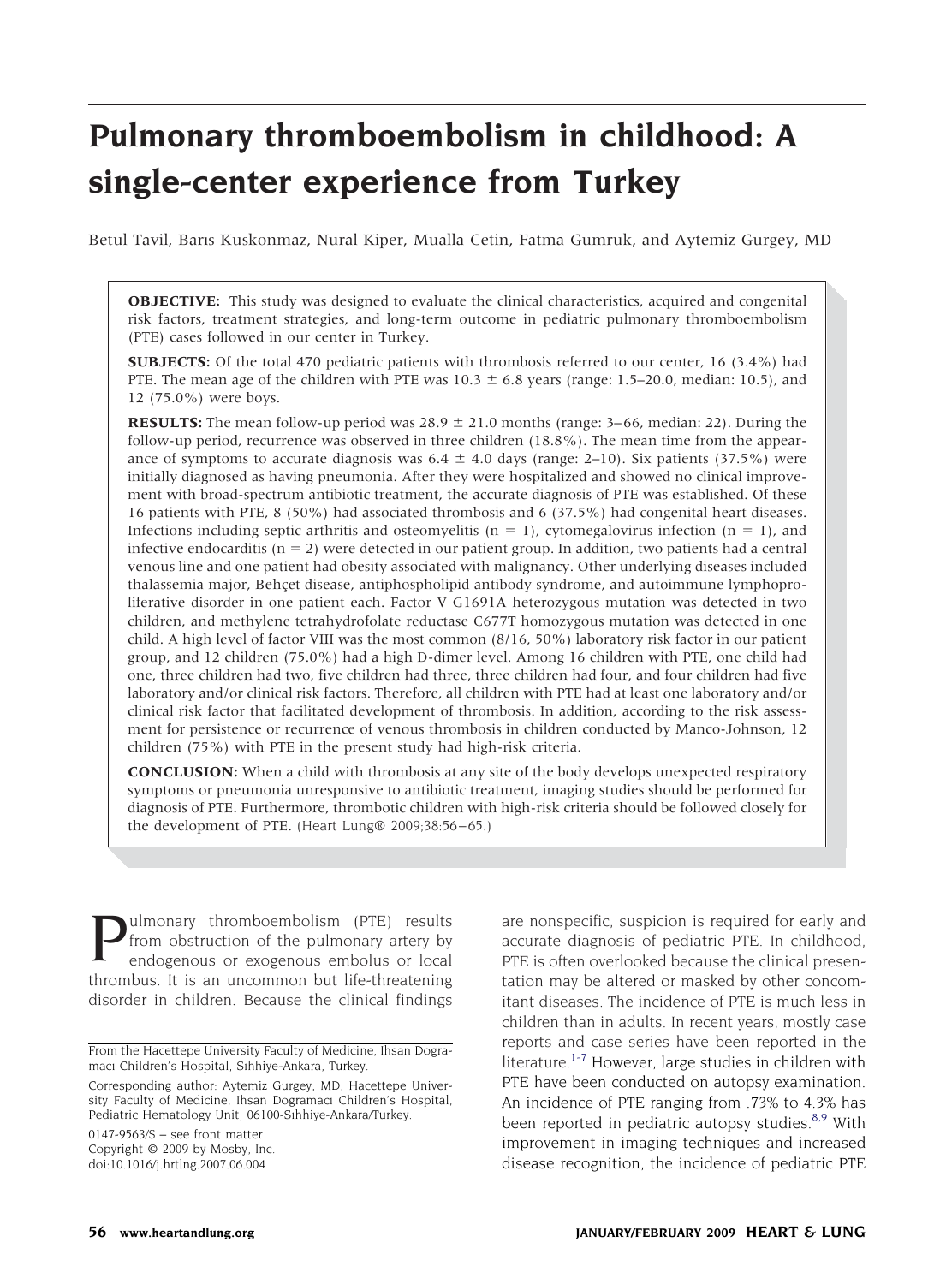# Pulmonary thromboembolism in childhood: A single-center experience from Turkey

Betul Tavil, Barıs Kuskonmaz, Nural Kiper, Mualla Cetin, Fatma Gumruk, and Aytemiz Gurgey, MD

**OBJECTIVE:** This study was designed to evaluate the clinical characteristics, acquired and congenital risk factors, treatment strategies, and long-term outcome in pediatric pulmonary thromboembolism (PTE) cases followed in our center in Turkey.

**SUBJECTS:** Of the total 470 pediatric patients with thrombosis referred to our center, 16 (3.4%) had PTE. The mean age of the children with PTE was 10.3 ± 6.8 years (range: 1.5–20.0, median: 10.5), and 12 (75.0%) were boys.

**RESULTS:** The mean follow-up period was 28.9 ± 21.0 months (range: 3–66, median: 22). During the follow-up period, recurrence was observed in three children (18.8%). The mean time from the appearance of symptoms to accurate diagnosis was 6.4 ± 4.0 days (range: 2–10). Six patients (37.5%) were initially diagnosed as having pneumonia. After they were hospitalized and showed no clinical improvement with broad-spectrum antibiotic treatment, the accurate diagnosis of PTE was established. Of these 16 patients with PTE, 8 (50%) had associated thrombosis and 6 (37.5%) had congenital heart diseases. Infections including septic arthritis and osteomyelitis (n = 1), cytomegalovirus infection (n = 1), and infective endocarditis (n = 2) were detected in our patient group. In addition, two patients had a central venous line and one patient had obesity associated with malignancy. Other underlying diseases included thalassemia major, Behçet disease, antiphospholipid antibody syndrome, and autoimmune lymphoproliferative disorder in one patient each. Factor V G1691A heterozygous mutation was detected in two children, and methylene tetrahydrofolate reductase C677T homozygous mutation was detected in one child. A high level of factor VIII was the most common (8/16, 50%) laboratory risk factor in our patient group, and 12 children (75.0%) had a high D-dimer level. Among 16 children with PTE, one child had one, three children had two, five children had three, three children had four, and four children had five laboratory and/or clinical risk factors. Therefore, all children with PTE had at least one laboratory and/or clinical risk factor that facilitated development of thrombosis. In addition, according to the risk assessment for persistence or recurrence of venous thrombosis in children conducted by Manco-Johnson, 12 children (75%) with PTE in the present study had high-risk criteria.

**CONCLUSION:** When a child with thrombosis at any site of the body develops unexpected respiratory symptoms or pneumonia unresponsive to antibiotic treatment, imaging studies should be performed for diagnosis of PTE. Furthermore, thrombotic children with high-risk criteria should be followed closely for the development of PTE. (Heart Lung® 2009;38:56–65.)

Pulmonary thromboembolism (PTE) results from obstruction of the pulmonary artery by endogenous or exogenous embolus or local thrombus. It is an uncommon but life-threatening disorder in children. Because the clinical findings are nonspecific, suspicion is required for early and accurate diagnosis of pediatric PTE. In childhood, PTE is often overlooked because the clinical presentation may be altered or masked by other concomitant diseases. The incidence of PTE is much less in children than in adults. In recent years, mostly case reports and case series have been reported in the literature.[1-7] However, large studies in children with PTE have been conducted on autopsy examination. An incidence of PTE ranging from .73% to 4.3% has been reported in pediatric autopsy studies.[8,9] With improvement in imaging techniques and increased disease recognition, the incidence of pediatric PTE

From the Hacettepe University Faculty of Medicine, Ihsan Dogramacı Children's Hospital, Sıhhiye-Ankara, Turkey.

Corresponding author: Aytemiz Gurgey, MD, Hacettepe University Faculty of Medicine, Ihsan Dogramacı Children's Hospital, Pediatric Hematology Unit, 06100-Sıhhiye-Ankara/Turkey.

0147-9563/$ – see front matter
Copyright © 2009 by Mosby, Inc.
doi:10.1016/j.hrtlng.2007.06.004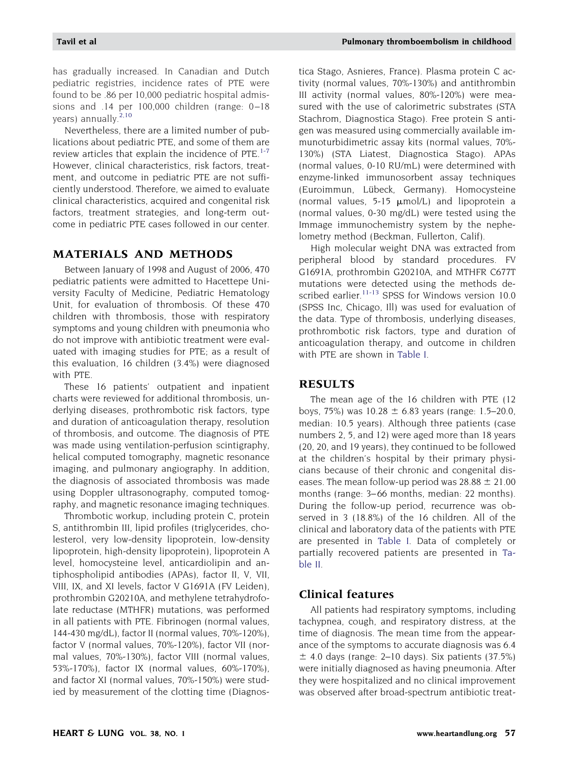has gradually increased. In Canadian and Dutch pediatric registries, incidence rates of PTE were found to be .86 per 10,000 pediatric hospital admissions and .14 per 100,000 children (range: 0–18 years) annually.[2,10]

Nevertheless, there are a limited number of publications about pediatric PTE, and some of them are review articles that explain the incidence of PTE.[1-7] However, clinical characteristics, risk factors, treatment, and outcome in pediatric PTE are not sufficiently understood. Therefore, we aimed to evaluate clinical characteristics, acquired and congenital risk factors, treatment strategies, and long-term outcome in pediatric PTE cases followed in our center.

## MATERIALS AND METHODS

Between January of 1998 and August of 2006, 470 pediatric patients were admitted to Hacettepe University Faculty of Medicine, Pediatric Hematology Unit, for evaluation of thrombosis. Of these 470 children with thrombosis, those with respiratory symptoms and young children with pneumonia who do not improve with antibiotic treatment were evaluated with imaging studies for PTE; as a result of this evaluation, 16 children (3.4%) were diagnosed with PTE.

These 16 patients' outpatient and inpatient charts were reviewed for additional thrombosis, underlying diseases, prothrombotic risk factors, type and duration of anticoagulation therapy, resolution of thrombosis, and outcome. The diagnosis of PTE was made using ventilation-perfusion scintigraphy, helical computed tomography, magnetic resonance imaging, and pulmonary angiography. In addition, the diagnosis of associated thrombosis was made using Doppler ultrasonography, computed tomography, and magnetic resonance imaging techniques.

Thrombotic workup, including protein C, protein S, antithrombin III, lipid profiles (triglycerides, cholesterol, very low-density lipoprotein, low-density lipoprotein, high-density lipoprotein), lipoprotein A level, homocysteine level, anticardiolipin and antiphospholipid antibodies (APAs), factor II, V, VII, VIII, IX, and XI levels, factor V G1691A (FV Leiden), prothrombin G20210A, and methylene tetrahydrofolate reductase (MTHFR) mutations, was performed in all patients with PTE. Fibrinogen (normal values, 144-430 mg/dL), factor II (normal values, 70%-120%), factor V (normal values, 70%-120%), factor VII (normal values, 70%-130%), factor VIII (normal values, 53%-170%), factor IX (normal values, 60%-170%), and factor XI (normal values, 70%-150%) were studied by measurement of the clotting time (Diagnostica Stago, Asnieres, France). Plasma protein C activity (normal values, 70%-130%) and antithrombin III activity (normal values, 80%-120%) were measured with the use of calorimetric substrates (STA Stachrom, Diagnostica Stago). Free protein S antigen was measured using commercially available immunoturbidimetric assay kits (normal values, 70%-130%) (STA Liatest, Diagnostica Stago). APAs (normal values, 0-10 RU/mL) were determined with enzyme-linked immunosorbent assay techniques (Euroimmun, Lübeck, Germany). Homocysteine (normal values, 5-15 $\mu$mol/L) and lipoprotein a (normal values, 0-30 mg/dL) were tested using the Immage immunochemistry system by the nephelometry method (Beckman, Fullerton, Calif).

High molecular weight DNA was extracted from peripheral blood by standard procedures. FV G1691A, prothrombin G20210A, and MTHFR C677T mutations were detected using the methods described earlier.[11-13] SPSS for Windows version 10.0 (SPSS Inc, Chicago, Ill) was used for evaluation of the data. Type of thrombosis, underlying diseases, prothrombotic risk factors, type and duration of anticoagulation therapy, and outcome in children with PTE are shown in Table I.

## RESULTS

The mean age of the 16 children with PTE (12 boys, 75%) was 10.28 $\pm$ 6.83 years (range: 1.5–20.0, median: 10.5 years). Although three patients (case numbers 2, 5, and 12) were aged more than 18 years (20, 20, and 19 years), they continued to be followed at the children's hospital by their primary physicians because of their chronic and congenital diseases. The mean follow-up period was 28.88 $\pm$ 21.00 months (range: 3–66 months, median: 22 months). During the follow-up period, recurrence was observed in 3 (18.8%) of the 16 children. All of the clinical and laboratory data of the patients with PTE are presented in Table I. Data of completely or partially recovered patients are presented in Table II.

### Clinical features

All patients had respiratory symptoms, including tachypnea, cough, and respiratory distress, at the time of diagnosis. The mean time from the appearance of the symptoms to accurate diagnosis was 6.4 $\pm$ 4.0 days (range: 2–10 days). Six patients (37.5%) were initially diagnosed as having pneumonia. After they were hospitalized and no clinical improvement was observed after broad-spectrum antibiotic treat-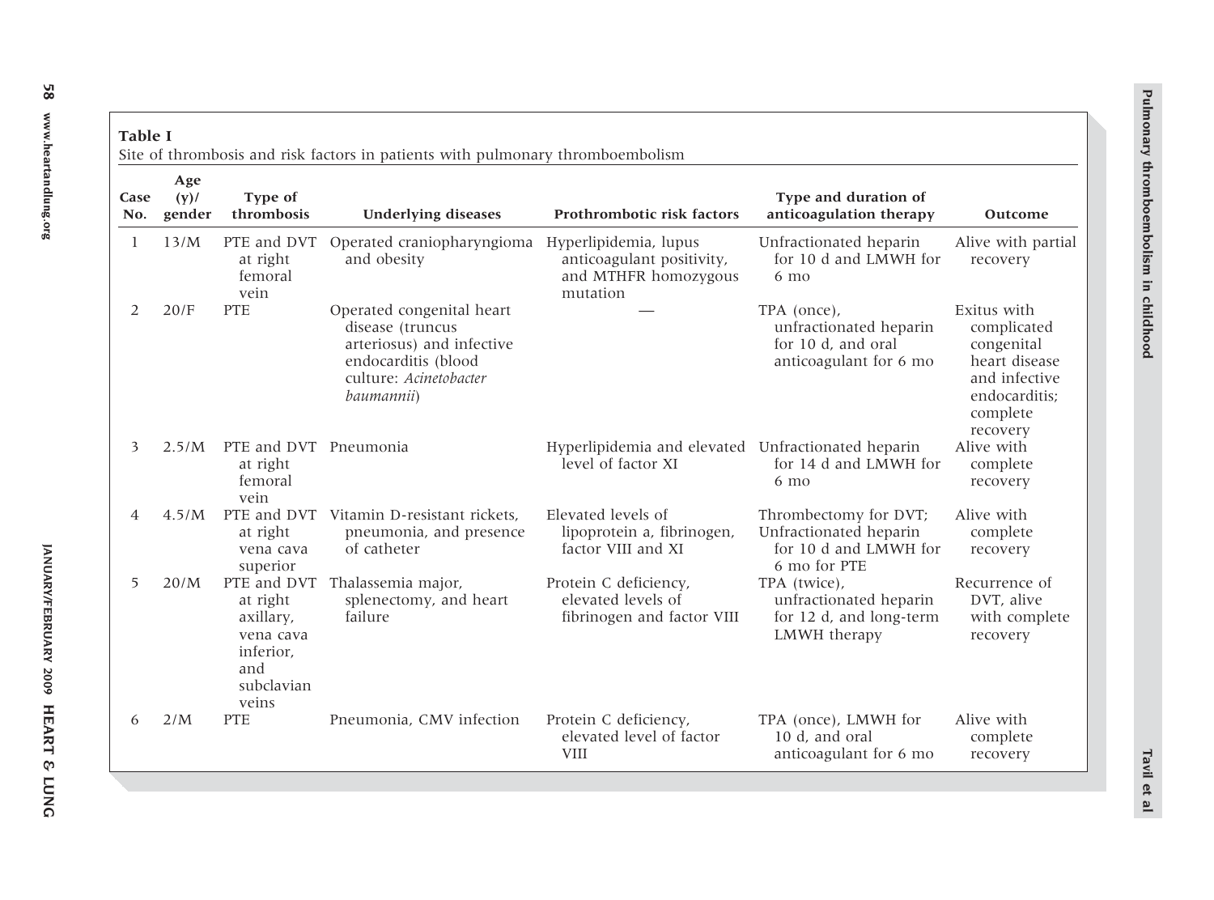**Table I**
Site of thrombosis and risk factors in patients with pulmonary thromboembolism

| Case No. | Age (y)/ gender | Type of thrombosis | Underlying diseases | Prothrombotic risk factors | Type and duration of anticoagulation therapy | Outcome |
|---|---|---|---|---|---|---|
| 1 | 13/M | PTE and DVT at right femoral vein | Operated craniopharyngioma and obesity | Hyperlipidemia, lupus anticoagulant positivity, and MTHFR homozygous mutation | Unfractionated heparin for 10 d and LMWH for 6 mo | Alive with partial recovery |
| 2 | 20/F | PTE | Operated congenital heart disease (truncus arteriosus) and infective endocarditis (blood culture: *Acinetobacter baumannii*) | — | TPA (once), unfractionated heparin for 10 d, and oral anticoagulant for 6 mo | Exitus with complicated congenital heart disease and infective endocarditis; complete recovery |
| 3 | 2.5/M | PTE and DVT at right femoral vein | Pneumonia | Hyperlipidemia and elevated level of factor XI | Unfractionated heparin for 14 d and LMWH for 6 mo | Alive with complete recovery |
| 4 | 4.5/M | PTE and DVT at right vena cava superior | Vitamin D-resistant rickets, pneumonia, and presence of catheter | Elevated levels of lipoprotein a, fibrinogen, factor VIII and XI | Thrombectomy for DVT; Unfractionated heparin for 10 d and LMWH for 6 mo for PTE | Alive with complete recovery |
| 5 | 20/M | PTE and DVT at right axillary, vena cava inferior, and subclavian veins | Thalassemia major, splenectomy, and heart failure | Protein C deficiency, elevated levels of fibrinogen and factor VIII | TPA (twice), unfractionated heparin for 12 d, and long-term LMWH therapy | Recurrence of DVT, alive with complete recovery |
| 6 | 2/M | PTE | Pneumonia, CMV infection | Protein C deficiency, elevated level of factor VIII | TPA (once), LMWH for 10 d, and oral anticoagulant for 6 mo | Alive with complete recovery |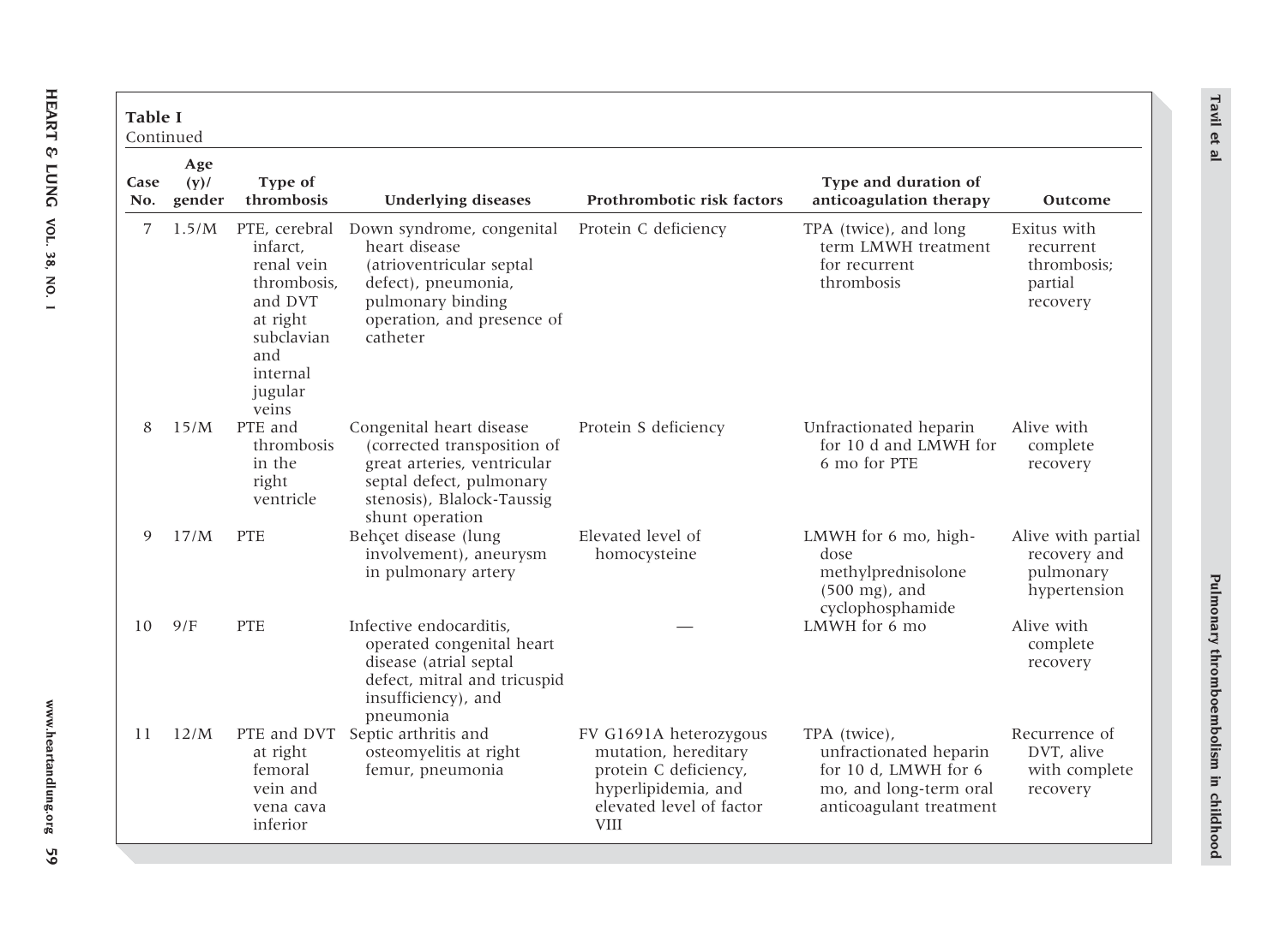**Table I**
Continued

| Case No. | Age (y)/ gender | Type of thrombosis | Underlying diseases | Prothrombotic risk factors | Type and duration of anticoagulation therapy | Outcome |
|---|---|---|---|---|---|---|
| 7 | 1.5/M | PTE, cerebral infarct, renal vein thrombosis, and DVT at right subclavian and internal jugular veins | Down syndrome, congenital heart disease (atrioventricular septal defect), pneumonia, pulmonary binding operation, and presence of catheter | Protein C deficiency | TPA (twice), and long term LMWH treatment for recurrent thrombosis | Exitus with recurrent thrombosis; partial recovery |
| 8 | 15/M | PTE and thrombosis in the right ventricle | Congenital heart disease (corrected transposition of great arteries, ventricular septal defect, pulmonary stenosis), Blalock-Taussig shunt operation | Protein S deficiency | Unfractionated heparin for 10 d and LMWH for 6 mo for PTE | Alive with complete recovery |
| 9 | 17/M | PTE | Behçet disease (lung involvement), aneurysm in pulmonary artery | Elevated level of homocysteine | LMWH for 6 mo, high-dose methylprednisolone (500 mg), and cyclophosphamide | Alive with partial recovery and pulmonary hypertension |
| 10 | 9/F | PTE | Infective endocarditis, operated congenital heart disease (atrial septal defect, mitral and tricuspid insufficiency), and pneumonia | — | LMWH for 6 mo | Alive with complete recovery |
| 11 | 12/M | PTE and DVT at right femoral vein and vena cava inferior | Septic arthritis and osteomyelitis at right femur, pneumonia | FV G1691A heterozygous mutation, hereditary protein C deficiency, hyperlipidemia, and elevated level of factor VIII | TPA (twice), unfractionated heparin for 10 d, LMWH for 6 mo, and long-term oral anticoagulant treatment | Recurrence of DVT, alive with complete recovery |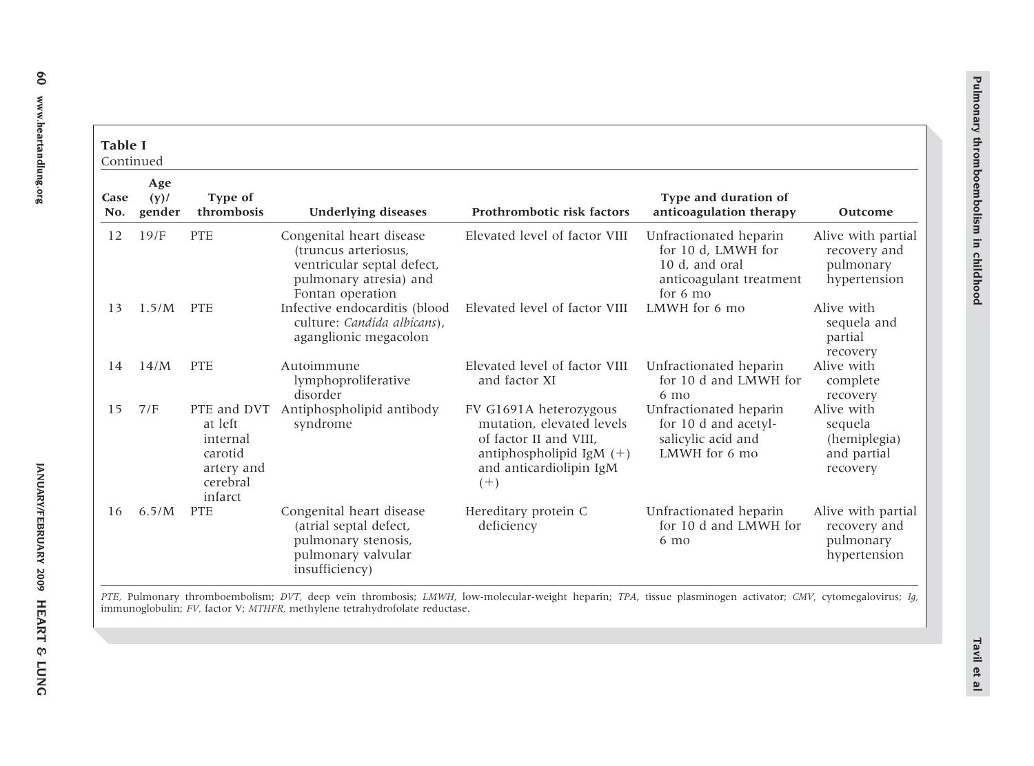**Table I**
Continued

| Case No. | Age (y)/ gender | Type of thrombosis | Underlying diseases | Prothrombotic risk factors | Type and duration of anticoagulation therapy | Outcome |
|---|---|---|---|---|---|---|
| 12 | 19/F | PTE | Congenital heart disease (truncus arteriosus, ventricular septal defect, pulmonary atresia) and Fontan operation | Elevated level of factor VIII | Unfractionated heparin for 10 d, LMWH for 10 d, and oral anticoagulant treatment for 6 mo | Alive with partial recovery and pulmonary hypertension |
| 13 | 1.5/M | PTE | Infective endocarditis (blood culture: *Candida albicans*), aganglionic megacolon | Elevated level of factor VIII | LMWH for 6 mo | Alive with sequela and partial recovery |
| 14 | 14/M | PTE | Autoimmune lymphoproliferative disorder | Elevated level of factor VIII and factor XI | Unfractionated heparin for 10 d and LMWH for 6 mo | Alive with complete recovery |
| 15 | 7/F | PTE and DVT at left internal carotid artery and cerebral infarct | Antiphospholipid antibody syndrome | FV G1691A heterozygous mutation, elevated levels of factor II and VIII, antiphospholipid IgM (+) and anticardiolipin IgM (+) | Unfractionated heparin for 10 d and acetyl-salicylic acid and LMWH for 6 mo | Alive with sequela (hemiplegia) and partial recovery |
| 16 | 6.5/M | PTE | Congenital heart disease (atrial septal defect, pulmonary stenosis, pulmonary valvular insufficiency) | Hereditary protein C deficiency | Unfractionated heparin for 10 d and LMWH for 6 mo | Alive with partial recovery and pulmonary hypertension |

*PTE,* Pulmonary thromboembolism; *DVT,* deep vein thrombosis; *LMWH,* low-molecular-weight heparin; *TPA,* tissue plasminogen activator; *CMV,* cytomegalovirus; *Ig,* immunoglobulin; *FV,* factor V; *MTHFR,* methylene tetrahydrofolate reductase.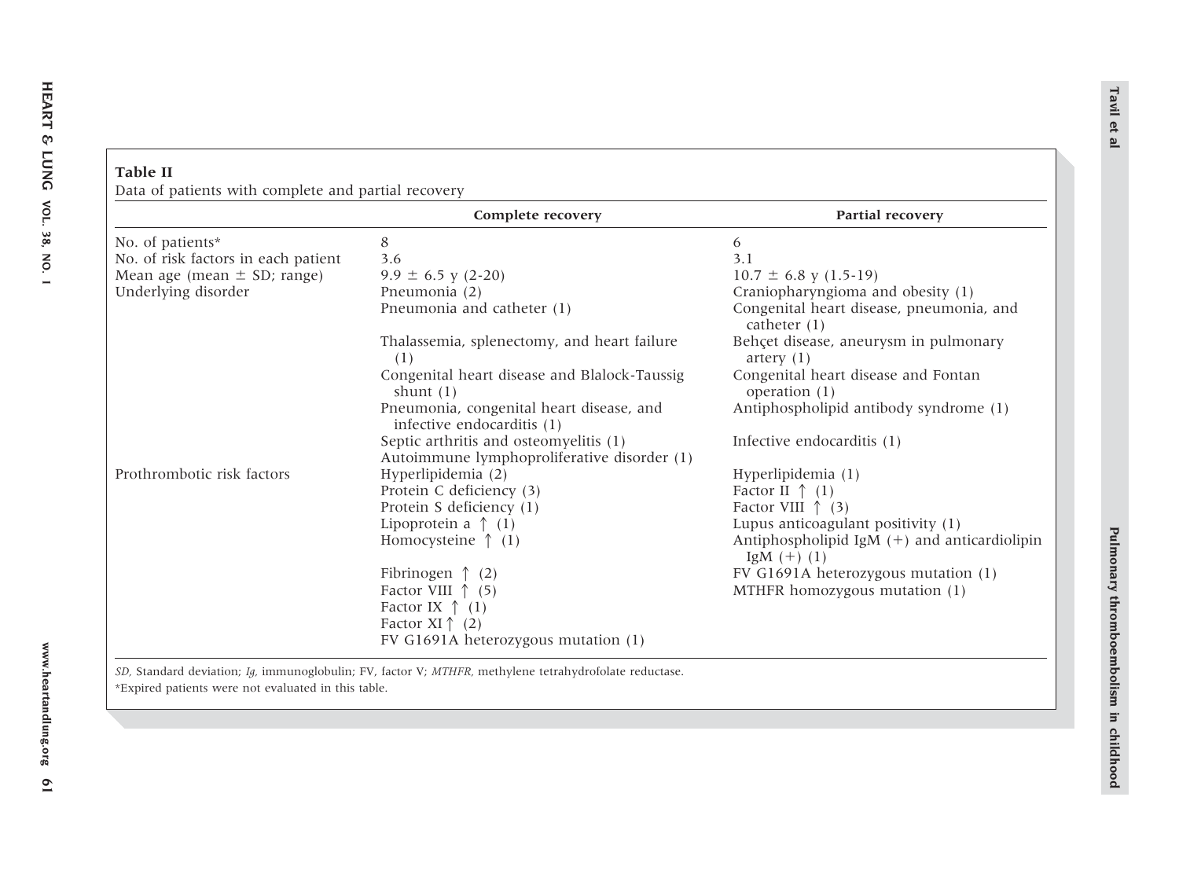**Table II**

Data of patients with complete and partial recovery

| | Complete recovery | Partial recovery |
|---|---|---|
| No. of patients* | 8 | 6 |
| No. of risk factors in each patient | 3.6 | 3.1 |
| Mean age (mean ± SD; range) | 9.9 ± 6.5 y (2-20) | 10.7 ± 6.8 y (1.5-19) |
| Underlying disorder | Pneumonia (2) | Craniopharyngioma and obesity (1) |
| | Pneumonia and catheter (1) | Congenital heart disease, pneumonia, and catheter (1) |
| | Thalassemia, splenectomy, and heart failure (1) | Behçet disease, aneurysm in pulmonary artery (1) |
| | Congenital heart disease and Blalock-Taussig shunt (1) | Congenital heart disease and Fontan operation (1) |
| | Pneumonia, congenital heart disease, and infective endocarditis (1) | Antiphospholipid antibody syndrome (1) |
| | Septic arthritis and osteomyelitis (1) | Infective endocarditis (1) |
| | Autoimmune lymphoproliferative disorder (1) | |
| Prothrombotic risk factors | Hyperlipidemia (2) | Hyperlipidemia (1) |
| | Protein C deficiency (3) | Factor II ↑ (1) |
| | Protein S deficiency (1) | Factor VIII ↑ (3) |
| | Lipoprotein a ↑ (1) | Lupus anticoagulant positivity (1) |
| | Homocysteine ↑ (1) | Antiphospholipid IgM (+) and anticardiolipin IgM (+) (1) |
| | Fibrinogen ↑ (2) | FV G1691A heterozygous mutation (1) |
| | Factor VIII ↑ (5) | MTHFR homozygous mutation (1) |
| | Factor IX ↑ (1) | |
| | Factor XI ↑ (2) | |
| | FV G1691A heterozygous mutation (1) | |

*SD*, Standard deviation; *Ig*, immunoglobulin; FV, factor V; *MTHFR*, methylene tetrahydrofolate reductase.

*Expired patients were not evaluated in this table.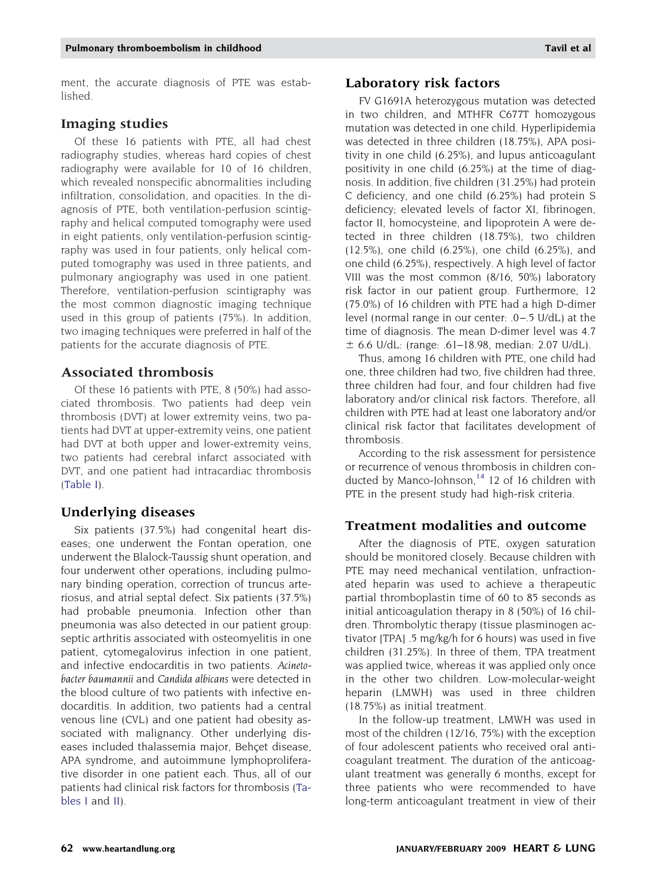ment, the accurate diagnosis of PTE was established.

## Imaging studies

Of these 16 patients with PTE, all had chest radiography studies, whereas hard copies of chest radiography were available for 10 of 16 children, which revealed nonspecific abnormalities including infiltration, consolidation, and opacities. In the diagnosis of PTE, both ventilation-perfusion scintigraphy and helical computed tomography were used in eight patients, only ventilation-perfusion scintigraphy was used in four patients, only helical computed tomography was used in three patients, and pulmonary angiography was used in one patient. Therefore, ventilation-perfusion scintigraphy was the most common diagnostic imaging technique used in this group of patients (75%). In addition, two imaging techniques were preferred in half of the patients for the accurate diagnosis of PTE.

## Associated thrombosis

Of these 16 patients with PTE, 8 (50%) had associated thrombosis. Two patients had deep vein thrombosis (DVT) at lower extremity veins, two patients had DVT at upper-extremity veins, one patient had DVT at both upper and lower-extremity veins, two patients had cerebral infarct associated with DVT, and one patient had intracardiac thrombosis (Table I).

## Underlying diseases

Six patients (37.5%) had congenital heart diseases; one underwent the Fontan operation, one underwent the Blalock-Taussig shunt operation, and four underwent other operations, including pulmonary binding operation, correction of truncus arteriosus, and atrial septal defect. Six patients (37.5%) had probable pneumonia. Infection other than pneumonia was also detected in our patient group: septic arthritis associated with osteomyelitis in one patient, cytomegalovirus infection in one patient, and infective endocarditis in two patients. *Acinetobacter baumannii* and *Candida albicans* were detected in the blood culture of two patients with infective endocarditis. In addition, two patients had a central venous line (CVL) and one patient had obesity associated with malignancy. Other underlying diseases included thalassemia major, Behçet disease, APA syndrome, and autoimmune lymphoproliferative disorder in one patient each. Thus, all of our patients had clinical risk factors for thrombosis (Tables I and II).

## Laboratory risk factors

FV G1691A heterozygous mutation was detected in two children, and MTHFR C677T homozygous mutation was detected in one child. Hyperlipidemia was detected in three children (18.75%), APA positivity in one child (6.25%), and lupus anticoagulant positivity in one child (6.25%) at the time of diagnosis. In addition, five children (31.25%) had protein C deficiency, and one child (6.25%) had protein S deficiency; elevated levels of factor XI, fibrinogen, factor II, homocysteine, and lipoprotein A were detected in three children (18.75%), two children (12.5%), one child (6.25%), one child (6.25%), and one child (6.25%), respectively. A high level of factor VIII was the most common (8/16, 50%) laboratory risk factor in our patient group. Furthermore, 12 (75.0%) of 16 children with PTE had a high D-dimer level (normal range in our center: .0–.5 U/dL) at the time of diagnosis. The mean D-dimer level was 4.7 ± 6.6 U/dL: (range: .61–18.98, median: 2.07 U/dL).

Thus, among 16 children with PTE, one child had one, three children had two, five children had three, three children had four, and four children had five laboratory and/or clinical risk factors. Therefore, all children with PTE had at least one laboratory and/or clinical risk factor that facilitates development of thrombosis.

According to the risk assessment for persistence or recurrence of venous thrombosis in children conducted by Manco-Johnson,[14] 12 of 16 children with PTE in the present study had high-risk criteria.

## Treatment modalities and outcome

After the diagnosis of PTE, oxygen saturation should be monitored closely. Because children with PTE may need mechanical ventilation, unfractionated heparin was used to achieve a therapeutic partial thromboplastin time of 60 to 85 seconds as initial anticoagulation therapy in 8 (50%) of 16 children. Thrombolytic therapy (tissue plasminogen activator [TPA] .5 mg/kg/h for 6 hours) was used in five children (31.25%). In three of them, TPA treatment was applied twice, whereas it was applied only once in the other two children. Low-molecular-weight heparin (LMWH) was used in three children (18.75%) as initial treatment.

In the follow-up treatment, LMWH was used in most of the children (12/16, 75%) with the exception of four adolescent patients who received oral anticoagulant treatment. The duration of the anticoagulant treatment was generally 6 months, except for three patients who were recommended to have long-term anticoagulant treatment in view of their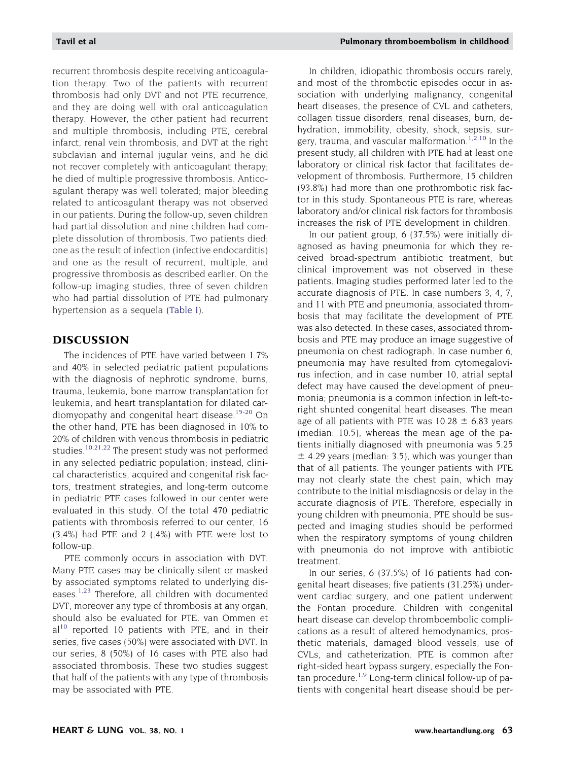recurrent thrombosis despite receiving anticoagulation therapy. Two of the patients with recurrent thrombosis had only DVT and not PTE recurrence, and they are doing well with oral anticoagulation therapy. However, the other patient had recurrent and multiple thrombosis, including PTE, cerebral infarct, renal vein thrombosis, and DVT at the right subclavian and internal jugular veins, and he did not recover completely with anticoagulant therapy; he died of multiple progressive thrombosis. Anticoagulant therapy was well tolerated; major bleeding related to anticoagulant therapy was not observed in our patients. During the follow-up, seven children had partial dissolution and nine children had complete dissolution of thrombosis. Two patients died: one as the result of infection (infective endocarditis) and one as the result of recurrent, multiple, and progressive thrombosis as described earlier. On the follow-up imaging studies, three of seven children who had partial dissolution of PTE had pulmonary hypertension as a sequela (Table I).

## DISCUSSION

The incidences of PTE have varied between 1.7% and 40% in selected pediatric patient populations with the diagnosis of nephrotic syndrome, burns, trauma, leukemia, bone marrow transplantation for leukemia, and heart transplantation for dilated cardiomyopathy and congenital heart disease.[15-20] On the other hand, PTE has been diagnosed in 10% to 20% of children with venous thrombosis in pediatric studies.[10,21,22] The present study was not performed in any selected pediatric population; instead, clinical characteristics, acquired and congenital risk factors, treatment strategies, and long-term outcome in pediatric PTE cases followed in our center were evaluated in this study. Of the total 470 pediatric patients with thrombosis referred to our center, 16 (3.4%) had PTE and 2 (.4%) with PTE were lost to follow-up.

PTE commonly occurs in association with DVT. Many PTE cases may be clinically silent or masked by associated symptoms related to underlying diseases.[1,23] Therefore, all children with documented DVT, moreover any type of thrombosis at any organ, should also be evaluated for PTE. van Ommen et al[10] reported 10 patients with PTE, and in their series, five cases (50%) were associated with DVT. In our series, 8 (50%) of 16 cases with PTE also had associated thrombosis. These two studies suggest that half of the patients with any type of thrombosis may be associated with PTE.

In children, idiopathic thrombosis occurs rarely, and most of the thrombotic episodes occur in association with underlying malignancy, congenital heart diseases, the presence of CVL and catheters, collagen tissue disorders, renal diseases, burn, dehydration, immobility, obesity, shock, sepsis, surgery, trauma, and vascular malformation.[1,2,10] In the present study, all children with PTE had at least one laboratory or clinical risk factor that facilitates development of thrombosis. Furthermore, 15 children (93.8%) had more than one prothrombotic risk factor in this study. Spontaneous PTE is rare, whereas laboratory and/or clinical risk factors for thrombosis increases the risk of PTE development in children.

In our patient group, 6 (37.5%) were initially diagnosed as having pneumonia for which they received broad-spectrum antibiotic treatment, but clinical improvement was not observed in these patients. Imaging studies performed later led to the accurate diagnosis of PTE. In case numbers 3, 4, 7, and 11 with PTE and pneumonia, associated thrombosis that may facilitate the development of PTE was also detected. In these cases, associated thrombosis and PTE may produce an image suggestive of pneumonia on chest radiograph. In case number 6, pneumonia may have resulted from cytomegalovirus infection, and in case number 10, atrial septal defect may have caused the development of pneumonia; pneumonia is a common infection in left-to-right shunted congenital heart diseases. The mean age of all patients with PTE was 10.28 $\pm$ 6.83 years (median: 10.5), whereas the mean age of the patients initially diagnosed with pneumonia was 5.25 $\pm$ 4.29 years (median: 3.5), which was younger than that of all patients. The younger patients with PTE may not clearly state the chest pain, which may contribute to the initial misdiagnosis or delay in the accurate diagnosis of PTE. Therefore, especially in young children with pneumonia, PTE should be suspected and imaging studies should be performed when the respiratory symptoms of young children with pneumonia do not improve with antibiotic treatment.

In our series, 6 (37.5%) of 16 patients had congenital heart diseases; five patients (31.25%) underwent cardiac surgery, and one patient underwent the Fontan procedure. Children with congenital heart disease can develop thromboembolic complications as a result of altered hemodynamics, prosthetic materials, damaged blood vessels, use of CVLs, and catheterization. PTE is common after right-sided heart bypass surgery, especially the Fontan procedure.[1,9] Long-term clinical follow-up of patients with congenital heart disease should be per-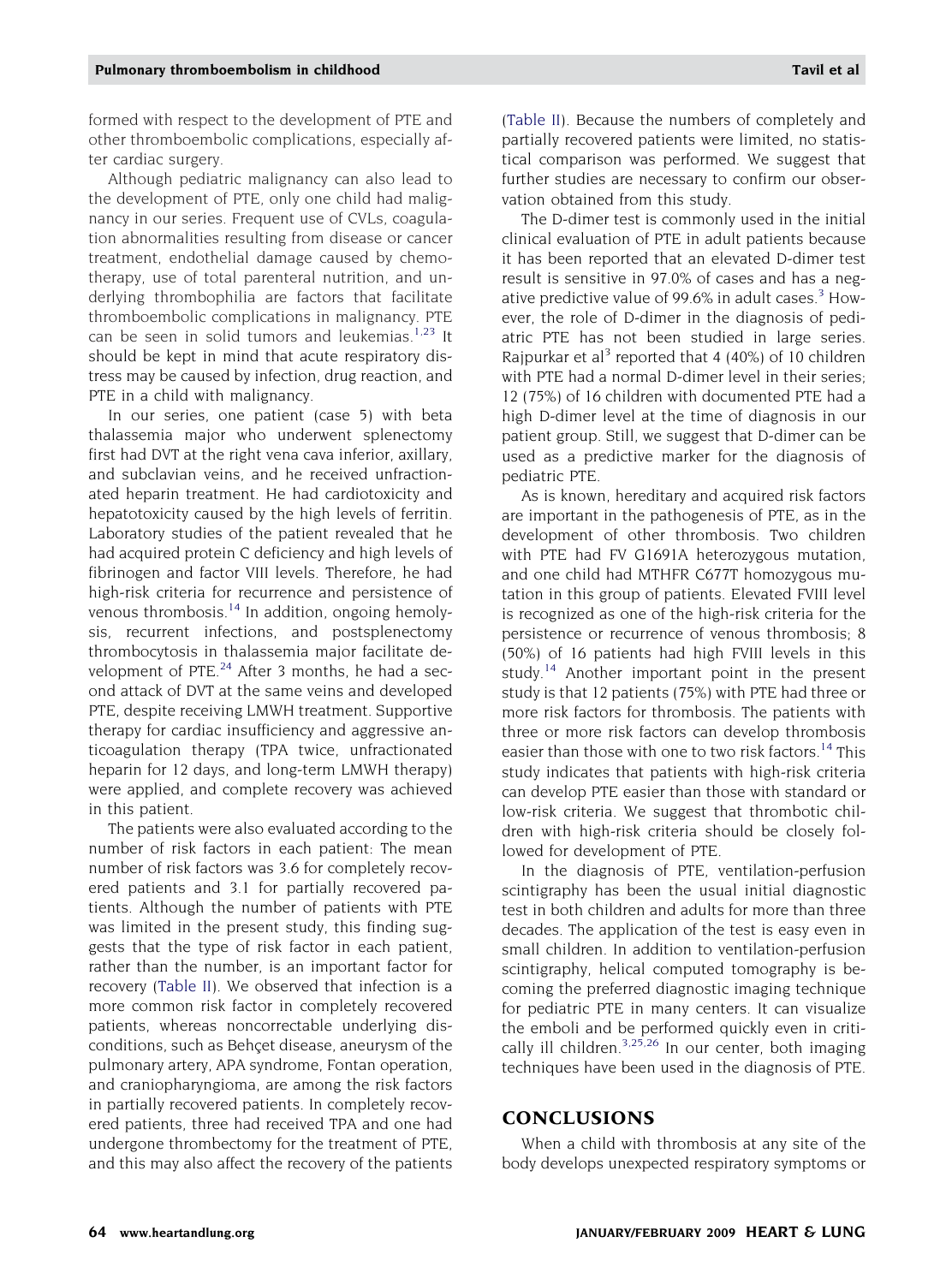formed with respect to the development of PTE and other thromboembolic complications, especially after cardiac surgery.

Although pediatric malignancy can also lead to the development of PTE, only one child had malignancy in our series. Frequent use of CVLs, coagulation abnormalities resulting from disease or cancer treatment, endothelial damage caused by chemotherapy, use of total parenteral nutrition, and underlying thrombophilia are factors that facilitate thromboembolic complications in malignancy. PTE can be seen in solid tumors and leukemias.[1,23] It should be kept in mind that acute respiratory distress may be caused by infection, drug reaction, and PTE in a child with malignancy.

In our series, one patient (case 5) with beta thalassemia major who underwent splenectomy first had DVT at the right vena cava inferior, axillary, and subclavian veins, and he received unfractionated heparin treatment. He had cardiotoxicity and hepatotoxicity caused by the high levels of ferritin. Laboratory studies of the patient revealed that he had acquired protein C deficiency and high levels of fibrinogen and factor VIII levels. Therefore, he had high-risk criteria for recurrence and persistence of venous thrombosis.[14] In addition, ongoing hemolysis, recurrent infections, and postsplenectomy thrombocytosis in thalassemia major facilitate development of PTE.[24] After 3 months, he had a second attack of DVT at the same veins and developed PTE, despite receiving LMWH treatment. Supportive therapy for cardiac insufficiency and aggressive anticoagulation therapy (TPA twice, unfractionated heparin for 12 days, and long-term LMWH therapy) were applied, and complete recovery was achieved in this patient.

The patients were also evaluated according to the number of risk factors in each patient: The mean number of risk factors was 3.6 for completely recovered patients and 3.1 for partially recovered patients. Although the number of patients with PTE was limited in the present study, this finding suggests that the type of risk factor in each patient, rather than the number, is an important factor for recovery (Table II). We observed that infection is a more common risk factor in completely recovered patients, whereas noncorrectable underlying disconditions, such as Behçet disease, aneurysm of the pulmonary artery, APA syndrome, Fontan operation, and craniopharyngioma, are among the risk factors in partially recovered patients. In completely recovered patients, three had received TPA and one had undergone thrombectomy for the treatment of PTE, and this may also affect the recovery of the patients (Table II). Because the numbers of completely and partially recovered patients were limited, no statistical comparison was performed. We suggest that further studies are necessary to confirm our observation obtained from this study.

The D-dimer test is commonly used in the initial clinical evaluation of PTE in adult patients because it has been reported that an elevated D-dimer test result is sensitive in 97.0% of cases and has a negative predictive value of 99.6% in adult cases.[3] However, the role of D-dimer in the diagnosis of pediatric PTE has not been studied in large series. Rajpurkar et al[3] reported that 4 (40%) of 10 children with PTE had a normal D-dimer level in their series; 12 (75%) of 16 children with documented PTE had a high D-dimer level at the time of diagnosis in our patient group. Still, we suggest that D-dimer can be used as a predictive marker for the diagnosis of pediatric PTE.

As is known, hereditary and acquired risk factors are important in the pathogenesis of PTE, as in the development of other thrombosis. Two children with PTE had FV G1691A heterozygous mutation, and one child had MTHFR C677T homozygous mutation in this group of patients. Elevated FVIII level is recognized as one of the high-risk criteria for the persistence or recurrence of venous thrombosis; 8 (50%) of 16 patients had high FVIII levels in this study.[14] Another important point in the present study is that 12 patients (75%) with PTE had three or more risk factors for thrombosis. The patients with three or more risk factors can develop thrombosis easier than those with one to two risk factors.[14] This study indicates that patients with high-risk criteria can develop PTE easier than those with standard or low-risk criteria. We suggest that thrombotic children with high-risk criteria should be closely followed for development of PTE.

In the diagnosis of PTE, ventilation-perfusion scintigraphy has been the usual initial diagnostic test in both children and adults for more than three decades. The application of the test is easy even in small children. In addition to ventilation-perfusion scintigraphy, helical computed tomography is becoming the preferred diagnostic imaging technique for pediatric PTE in many centers. It can visualize the emboli and be performed quickly even in critically ill children.[3,25,26] In our center, both imaging techniques have been used in the diagnosis of PTE.

## CONCLUSIONS

When a child with thrombosis at any site of the body develops unexpected respiratory symptoms or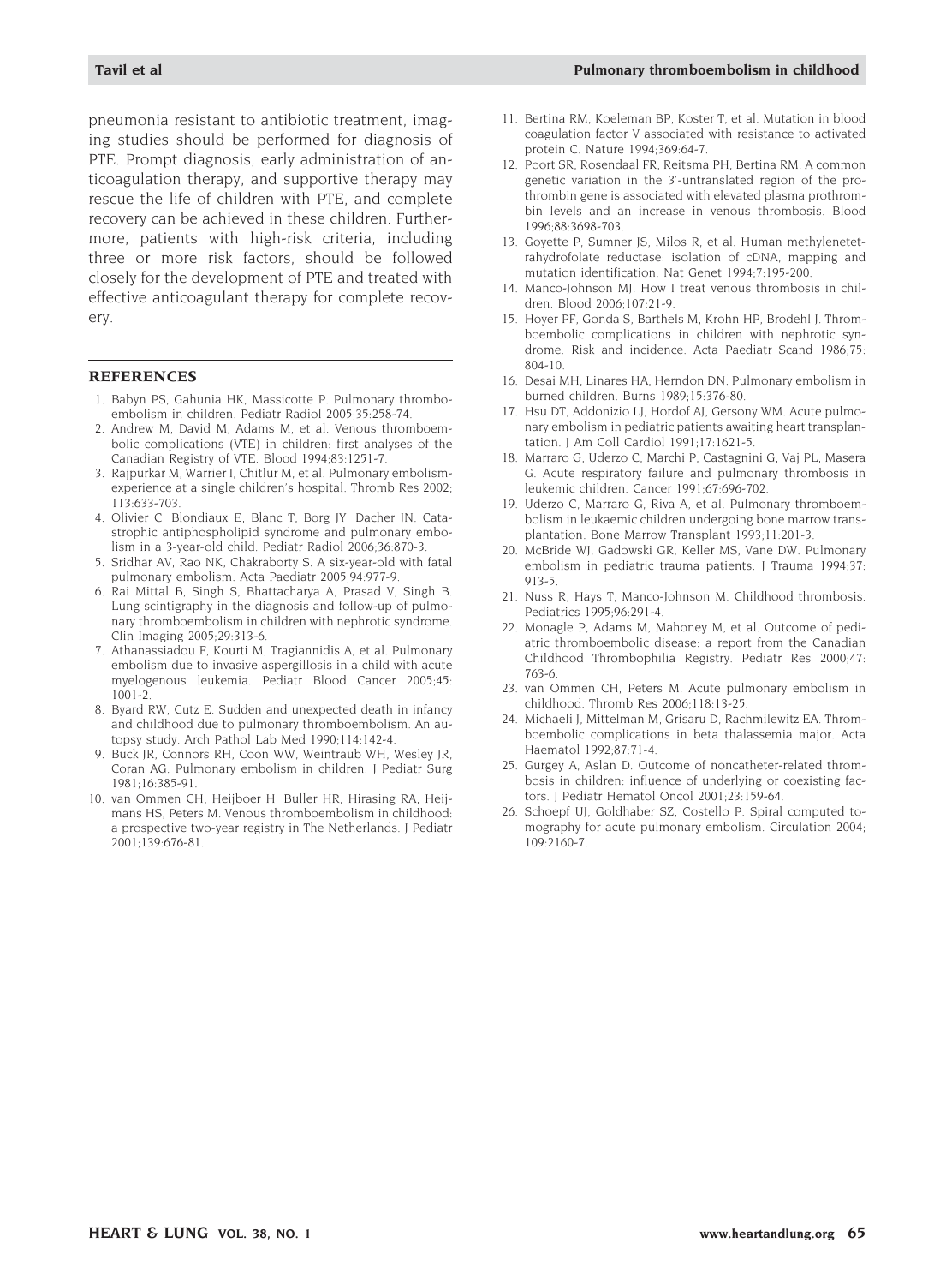pneumonia resistant to antibiotic treatment, imaging studies should be performed for diagnosis of PTE. Prompt diagnosis, early administration of anticoagulation therapy, and supportive therapy may rescue the life of children with PTE, and complete recovery can be achieved in these children. Furthermore, patients with high-risk criteria, including three or more risk factors, should be followed closely for the development of PTE and treated with effective anticoagulant therapy for complete recovery.

## REFERENCES

1. Babyn PS, Gahunia HK, Massicotte P. Pulmonary thromboembolism in children. Pediatr Radiol 2005;35:258-74.
2. Andrew M, David M, Adams M, et al. Venous thromboembolic complications (VTE) in children: first analyses of the Canadian Registry of VTE. Blood 1994;83:1251-7.
3. Rajpurkar M, Warrier I, Chitlur M, et al. Pulmonary embolism-experience at a single children's hospital. Thromb Res 2002; 113:633-703.
4. Olivier C, Blondiaux E, Blanc T, Borg JY, Dacher JN. Catastrophic antiphospholipid syndrome and pulmonary embolism in a 3-year-old child. Pediatr Radiol 2006;36:870-3.
5. Sridhar AV, Rao NK, Chakraborty S. A six-year-old with fatal pulmonary embolism. Acta Paediatr 2005;94:977-9.
6. Rai Mittal B, Singh S, Bhattacharya A, Prasad V, Singh B. Lung scintigraphy in the diagnosis and follow-up of pulmonary thromboembolism in children with nephrotic syndrome. Clin Imaging 2005;29:313-6.
7. Athanassiadou F, Kourti M, Tragiannidis A, et al. Pulmonary embolism due to invasive aspergillosis in a child with acute myelogenous leukemia. Pediatr Blood Cancer 2005;45: 1001-2.
8. Byard RW, Cutz E. Sudden and unexpected death in infancy and childhood due to pulmonary thromboembolism. An autopsy study. Arch Pathol Lab Med 1990;114:142-4.
9. Buck JR, Connors RH, Coon WW, Weintraub WH, Wesley JR, Coran AG. Pulmonary embolism in children. J Pediatr Surg 1981;16:385-91.
10. van Ommen CH, Heijboer H, Buller HR, Hirasing RA, Heijmans HS, Peters M. Venous thromboembolism in childhood: a prospective two-year registry in The Netherlands. J Pediatr 2001;139:676-81.
11. Bertina RM, Koeleman BP, Koster T, et al. Mutation in blood coagulation factor V associated with resistance to activated protein C. Nature 1994;369:64-7.
12. Poort SR, Rosendaal FR, Reitsma PH, Bertina RM. A common genetic variation in the 3'-untranslated region of the prothrombin gene is associated with elevated plasma prothrombin levels and an increase in venous thrombosis. Blood 1996;88:3698-703.
13. Goyette P, Sumner JS, Milos R, et al. Human methylenetetrahydrofolate reductase: isolation of cDNA, mapping and mutation identification. Nat Genet 1994;7:195-200.
14. Manco-Johnson MJ. How I treat venous thrombosis in children. Blood 2006;107:21-9.
15. Hoyer PF, Gonda S, Barthels M, Krohn HP, Brodehl J. Thromboembolic complications in children with nephrotic syndrome. Risk and incidence. Acta Paediatr Scand 1986;75: 804-10.
16. Desai MH, Linares HA, Herndon DN. Pulmonary embolism in burned children. Burns 1989;15:376-80.
17. Hsu DT, Addonizio LJ, Hordof AJ, Gersony WM. Acute pulmonary embolism in pediatric patients awaiting heart transplantation. J Am Coll Cardiol 1991;17:1621-5.
18. Marraro G, Uderzo C, Marchi P, Castagnini G, Vaj PL, Masera G. Acute respiratory failure and pulmonary thrombosis in leukemic children. Cancer 1991;67:696-702.
19. Uderzo C, Marraro G, Riva A, et al. Pulmonary thromboembolism in leukaemic children undergoing bone marrow transplantation. Bone Marrow Transplant 1993;11:201-3.
20. McBride WJ, Gadowski GR, Keller MS, Vane DW. Pulmonary embolism in pediatric trauma patients. J Trauma 1994;37: 913-5.
21. Nuss R, Hays T, Manco-Johnson M. Childhood thrombosis. Pediatrics 1995;96:291-4.
22. Monagle P, Adams M, Mahoney M, et al. Outcome of pediatric thromboembolic disease: a report from the Canadian Childhood Thrombophilia Registry. Pediatr Res 2000;47: 763-6.
23. van Ommen CH, Peters M. Acute pulmonary embolism in childhood. Thromb Res 2006;118:13-25.
24. Michaeli J, Mittelman M, Grisaru D, Rachmilewitz EA. Thromboembolic complications in beta thalassemia major. Acta Haematol 1992;87:71-4.
25. Gurgey A, Aslan D. Outcome of noncatheter-related thrombosis in children: influence of underlying or coexisting factors. J Pediatr Hematol Oncol 2001;23:159-64.
26. Schoepf UJ, Goldhaber SZ, Costello P. Spiral computed tomography for acute pulmonary embolism. Circulation 2004; 109:2160-7.